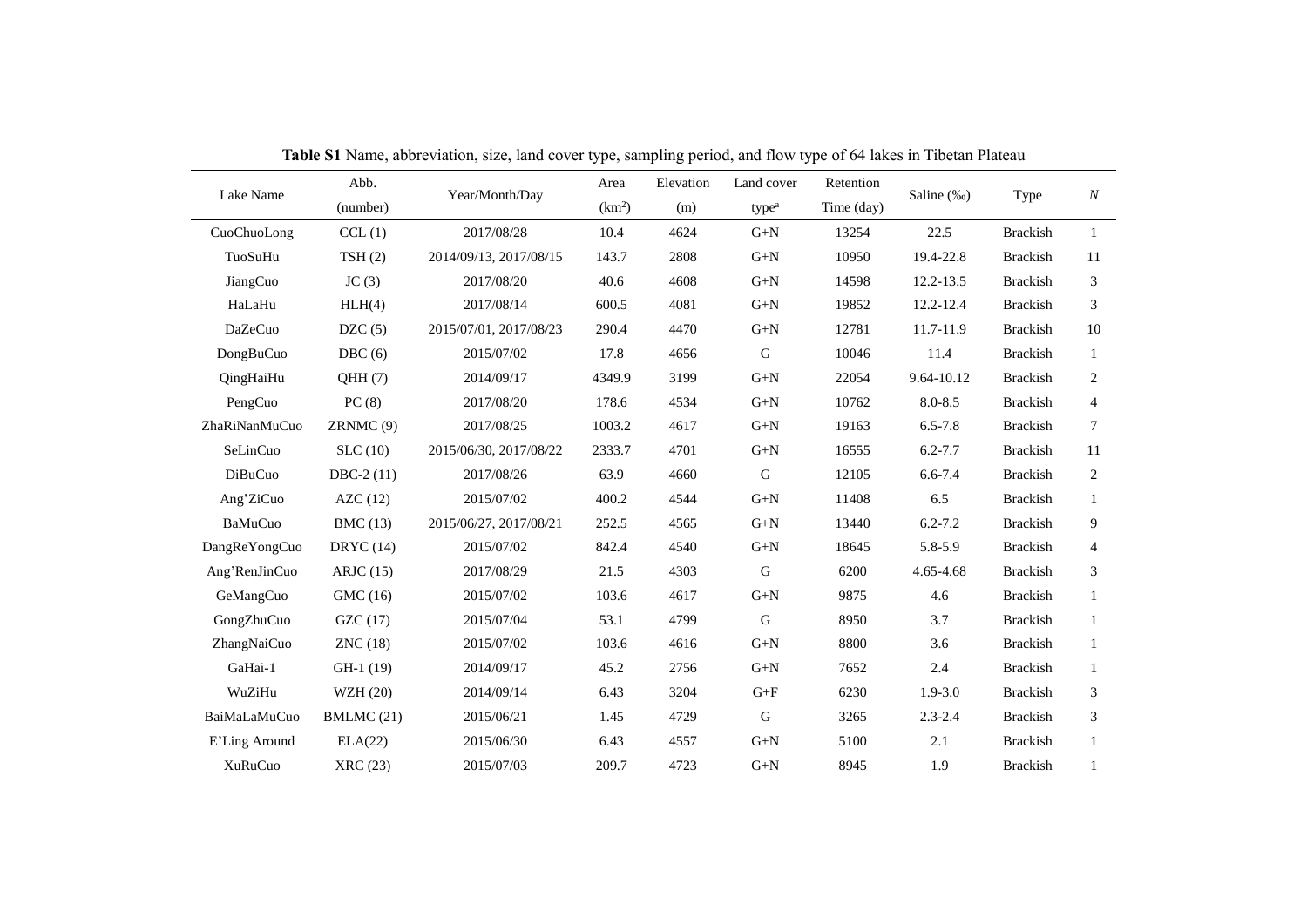**Table S1** Name, abbreviation, size, land cover type, sampling period, and flow type of 64 lakes in Tibetan Plateau

| Lake Name | Abb. (number) | Year/Month/Day | Area (km$^2$) | Elevation (m) | Land cover type[a] | Retention Time (day) | Saline (‰) | Type | $N$ |
|---|---|---|---|---|---|---|---|---|---|
| CuoChuoLong | CCL (1) | 2017/08/28 | 10.4 | 4624 | G+N | 13254 | 22.5 | Brackish | 1 |
| TuoSuHu | TSH (2) | 2014/09/13, 2017/08/15 | 143.7 | 2808 | G+N | 10950 | 19.4-22.8 | Brackish | 11 |
| JiangCuo | JC (3) | 2017/08/20 | 40.6 | 4608 | G+N | 14598 | 12.2-13.5 | Brackish | 3 |
| HaLaHu | HLH(4) | 2017/08/14 | 600.5 | 4081 | G+N | 19852 | 12.2-12.4 | Brackish | 3 |
| DaZeCuo | DZC (5) | 2015/07/01, 2017/08/23 | 290.4 | 4470 | G+N | 12781 | 11.7-11.9 | Brackish | 10 |
| DongBuCuo | DBC (6) | 2015/07/02 | 17.8 | 4656 | G | 10046 | 11.4 | Brackish | 1 |
| QingHaiHu | QHH (7) | 2014/09/17 | 4349.9 | 3199 | G+N | 22054 | 9.64-10.12 | Brackish | 2 |
| PengCuo | PC (8) | 2017/08/20 | 178.6 | 4534 | G+N | 10762 | 8.0-8.5 | Brackish | 4 |
| ZhaRiNanMuCuo | ZRNMC (9) | 2017/08/25 | 1003.2 | 4617 | G+N | 19163 | 6.5-7.8 | Brackish | 7 |
| SeLinCuo | SLC (10) | 2015/06/30, 2017/08/22 | 2333.7 | 4701 | G+N | 16555 | 6.2-7.7 | Brackish | 11 |
| DiBuCuo | DBC-2 (11) | 2017/08/26 | 63.9 | 4660 | G | 12105 | 6.6-7.4 | Brackish | 2 |
| Ang'ZiCuo | AZC (12) | 2015/07/02 | 400.2 | 4544 | G+N | 11408 | 6.5 | Brackish | 1 |
| BaMuCuo | BMC (13) | 2015/06/27, 2017/08/21 | 252.5 | 4565 | G+N | 13440 | 6.2-7.2 | Brackish | 9 |
| DangReYongCuo | DRYC (14) | 2015/07/02 | 842.4 | 4540 | G+N | 18645 | 5.8-5.9 | Brackish | 4 |
| Ang'RenJinCuo | ARJC (15) | 2017/08/29 | 21.5 | 4303 | G | 6200 | 4.65-4.68 | Brackish | 3 |
| GeMangCuo | GMC (16) | 2015/07/02 | 103.6 | 4617 | G+N | 9875 | 4.6 | Brackish | 1 |
| GongZhuCuo | GZC (17) | 2015/07/04 | 53.1 | 4799 | G | 8950 | 3.7 | Brackish | 1 |
| ZhangNaiCuo | ZNC (18) | 2015/07/02 | 103.6 | 4616 | G+N | 8800 | 3.6 | Brackish | 1 |
| GaHai-1 | GH-1 (19) | 2014/09/17 | 45.2 | 2756 | G+N | 7652 | 2.4 | Brackish | 1 |
| WuZiHu | WZH (20) | 2014/09/14 | 6.43 | 3204 | G+F | 6230 | 1.9-3.0 | Brackish | 3 |
| BaiMaLaMuCuo | BMLMC (21) | 2015/06/21 | 1.45 | 4729 | G | 3265 | 2.3-2.4 | Brackish | 3 |
| E'Ling Around | ELA(22) | 2015/06/30 | 6.43 | 4557 | G+N | 5100 | 2.1 | Brackish | 1 |
| XuRuCuo | XRC (23) | 2015/07/03 | 209.7 | 4723 | G+N | 8945 | 1.9 | Brackish | 1 |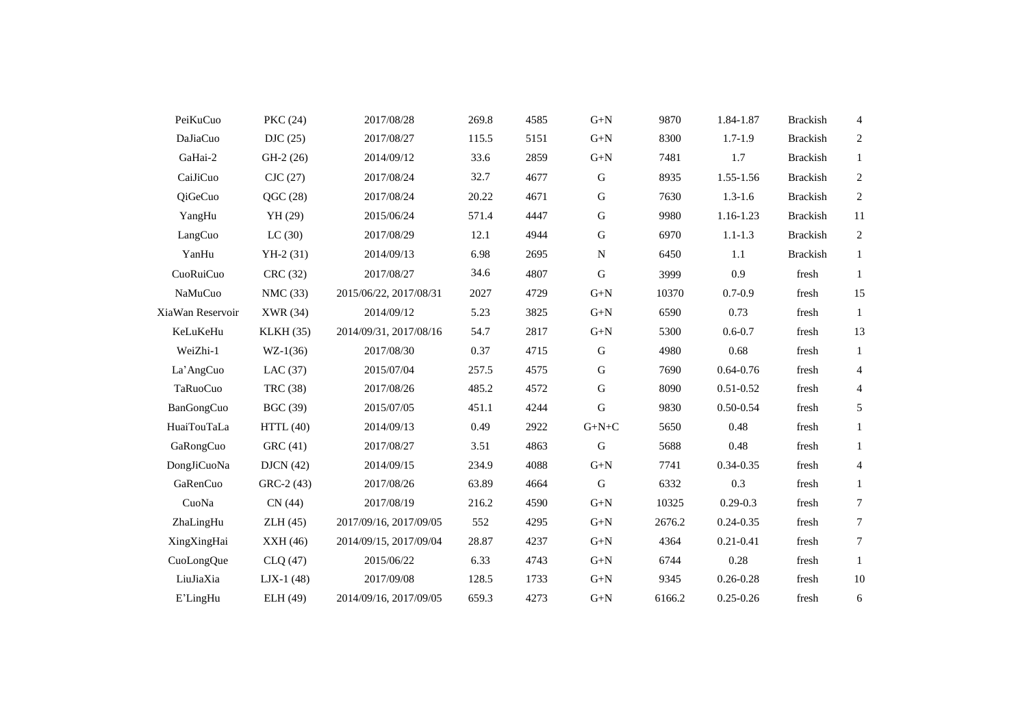| | | | | | | | | | |
|---|---|---|---|---|---|---|---|---|---|
| PeiKuCuo | PKC (24) | 2017/08/28 | 269.8 | 4585 | G+N | 9870 | 1.84-1.87 | Brackish | 4 |
| DaJiaCuo | DJC (25) | 2017/08/27 | 115.5 | 5151 | G+N | 8300 | 1.7-1.9 | Brackish | 2 |
| GaHai-2 | GH-2 (26) | 2014/09/12 | 33.6 | 2859 | G+N | 7481 | 1.7 | Brackish | 1 |
| CaiJiCuo | CJC (27) | 2017/08/24 | 32.7 | 4677 | G | 8935 | 1.55-1.56 | Brackish | 2 |
| QiGeCuo | QGC (28) | 2017/08/24 | 20.22 | 4671 | G | 7630 | 1.3-1.6 | Brackish | 2 |
| YangHu | YH (29) | 2015/06/24 | 571.4 | 4447 | G | 9980 | 1.16-1.23 | Brackish | 11 |
| LangCuo | LC (30) | 2017/08/29 | 12.1 | 4944 | G | 6970 | 1.1-1.3 | Brackish | 2 |
| YanHu | YH-2 (31) | 2014/09/13 | 6.98 | 2695 | N | 6450 | 1.1 | Brackish | 1 |
| CuoRuiCuo | CRC (32) | 2017/08/27 | 34.6 | 4807 | G | 3999 | 0.9 | fresh | 1 |
| NaMuCuo | NMC (33) | 2015/06/22, 2017/08/31 | 2027 | 4729 | G+N | 10370 | 0.7-0.9 | fresh | 15 |
| XiaWan Reservoir | XWR (34) | 2014/09/12 | 5.23 | 3825 | G+N | 6590 | 0.73 | fresh | 1 |
| KeLuKeHu | KLKH (35) | 2014/09/31, 2017/08/16 | 54.7 | 2817 | G+N | 5300 | 0.6-0.7 | fresh | 13 |
| WeiZhi-1 | WZ-1(36) | 2017/08/30 | 0.37 | 4715 | G | 4980 | 0.68 | fresh | 1 |
| La'AngCuo | LAC (37) | 2015/07/04 | 257.5 | 4575 | G | 7690 | 0.64-0.76 | fresh | 4 |
| TaRuoCuo | TRC (38) | 2017/08/26 | 485.2 | 4572 | G | 8090 | 0.51-0.52 | fresh | 4 |
| BanGongCuo | BGC (39) | 2015/07/05 | 451.1 | 4244 | G | 9830 | 0.50-0.54 | fresh | 5 |
| HuaiTouTaLa | HTTL (40) | 2014/09/13 | 0.49 | 2922 | G+N+C | 5650 | 0.48 | fresh | 1 |
| GaRongCuo | GRC (41) | 2017/08/27 | 3.51 | 4863 | G | 5688 | 0.48 | fresh | 1 |
| DongJiCuoNa | DJCN (42) | 2014/09/15 | 234.9 | 4088 | G+N | 7741 | 0.34-0.35 | fresh | 4 |
| GaRenCuo | GRC-2 (43) | 2017/08/26 | 63.89 | 4664 | G | 6332 | 0.3 | fresh | 1 |
| CuoNa | CN (44) | 2017/08/19 | 216.2 | 4590 | G+N | 10325 | 0.29-0.3 | fresh | 7 |
| ZhaLingHu | ZLH (45) | 2017/09/16, 2017/09/05 | 552 | 4295 | G+N | 2676.2 | 0.24-0.35 | fresh | 7 |
| XingXingHai | XXH (46) | 2014/09/15, 2017/09/04 | 28.87 | 4237 | G+N | 4364 | 0.21-0.41 | fresh | 7 |
| CuoLongQue | CLQ (47) | 2015/06/22 | 6.33 | 4743 | G+N | 6744 | 0.28 | fresh | 1 |
| LiuJiaXia | LJX-1 (48) | 2017/09/08 | 128.5 | 1733 | G+N | 9345 | 0.26-0.28 | fresh | 10 |
| E'LingHu | ELH (49) | 2014/09/16, 2017/09/05 | 659.3 | 4273 | G+N | 6166.2 | 0.25-0.26 | fresh | 6 |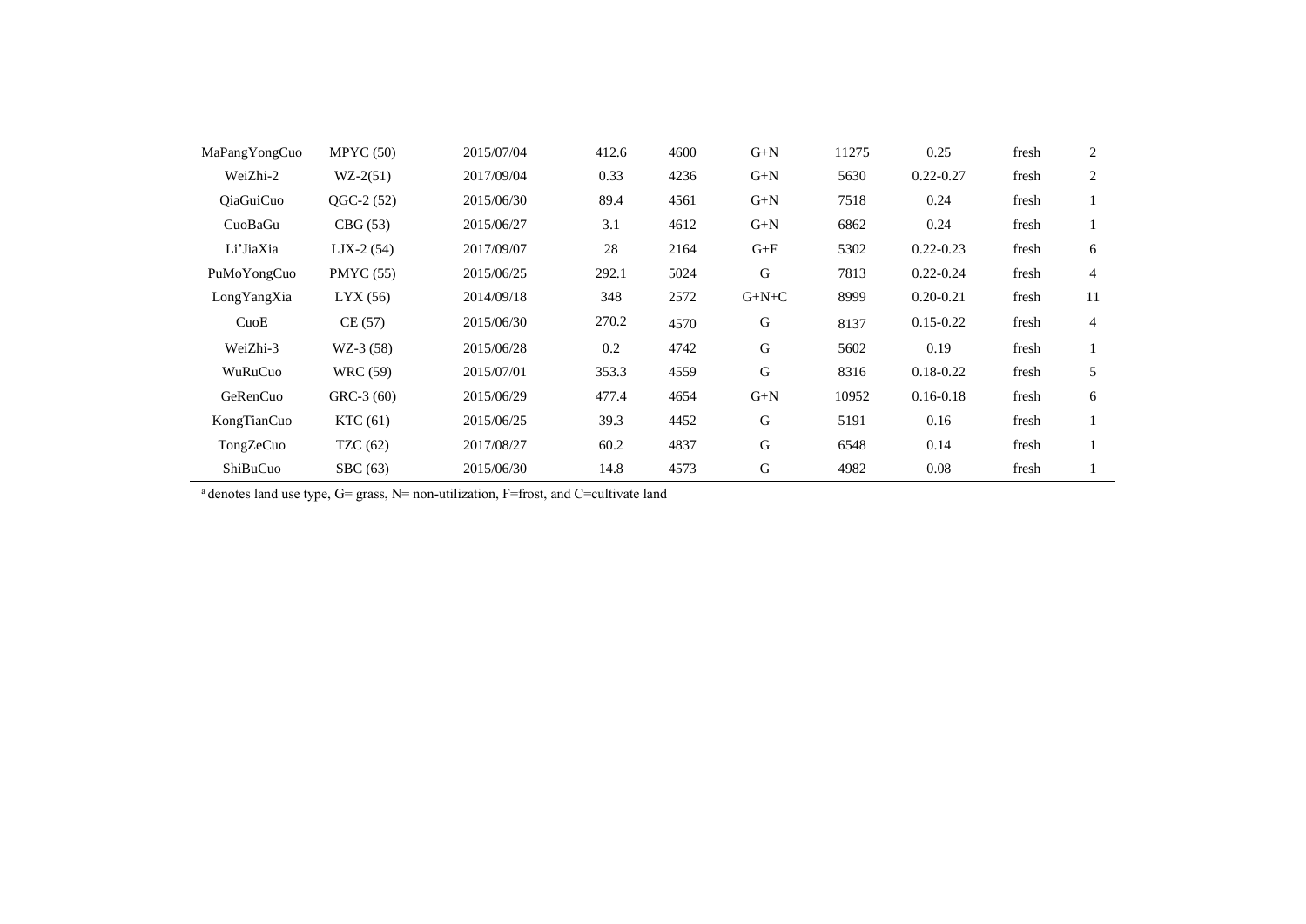| | | | | | | | | | |
|---|---|---|---|---|---|---|---|---|---|
| MaPangYongCuo | MPYC (50) | 2015/07/04 | 412.6 | 4600 | G+N | 11275 | 0.25 | fresh | 2 |
| WeiZhi-2 | WZ-2(51) | 2017/09/04 | 0.33 | 4236 | G+N | 5630 | 0.22-0.27 | fresh | 2 |
| QiaGuiCuo | QGC-2 (52) | 2015/06/30 | 89.4 | 4561 | G+N | 7518 | 0.24 | fresh | 1 |
| CuoBaGu | CBG (53) | 2015/06/27 | 3.1 | 4612 | G+N | 6862 | 0.24 | fresh | 1 |
| Li'JiaXia | LJX-2 (54) | 2017/09/07 | 28 | 2164 | G+F | 5302 | 0.22-0.23 | fresh | 6 |
| PuMoYongCuo | PMYC (55) | 2015/06/25 | 292.1 | 5024 | G | 7813 | 0.22-0.24 | fresh | 4 |
| LongYangXia | LYX (56) | 2014/09/18 | 348 | 2572 | G+N+C | 8999 | 0.20-0.21 | fresh | 11 |
| CuoE | CE (57) | 2015/06/30 | 270.2 | 4570 | G | 8137 | 0.15-0.22 | fresh | 4 |
| WeiZhi-3 | WZ-3 (58) | 2015/06/28 | 0.2 | 4742 | G | 5602 | 0.19 | fresh | 1 |
| WuRuCuo | WRC (59) | 2015/07/01 | 353.3 | 4559 | G | 8316 | 0.18-0.22 | fresh | 5 |
| GeRenCuo | GRC-3 (60) | 2015/06/29 | 477.4 | 4654 | G+N | 10952 | 0.16-0.18 | fresh | 6 |
| KongTianCuo | KTC (61) | 2015/06/25 | 39.3 | 4452 | G | 5191 | 0.16 | fresh | 1 |
| TongZeCuo | TZC (62) | 2017/08/27 | 60.2 | 4837 | G | 6548 | 0.14 | fresh | 1 |
| ShiBuCuo | SBC (63) | 2015/06/30 | 14.8 | 4573 | G | 4982 | 0.08 | fresh | 1 |

[a] denotes land use type, G= grass, N= non-utilization, F=frost, and C=cultivate land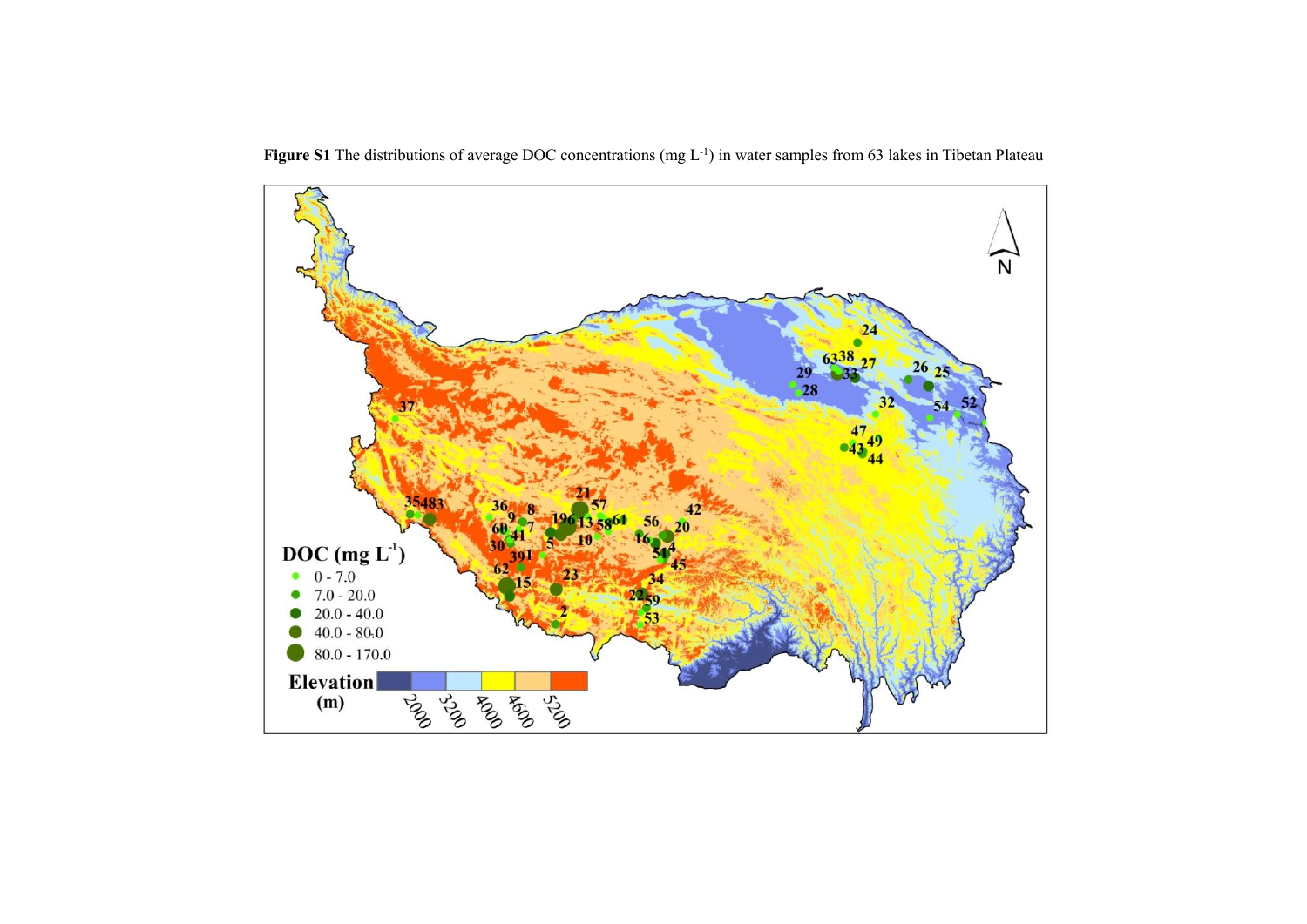**Figure S1** The distributions of average DOC concentrations (mg $L^{-1}$) in water samples from 63 lakes in Tibetan Plateau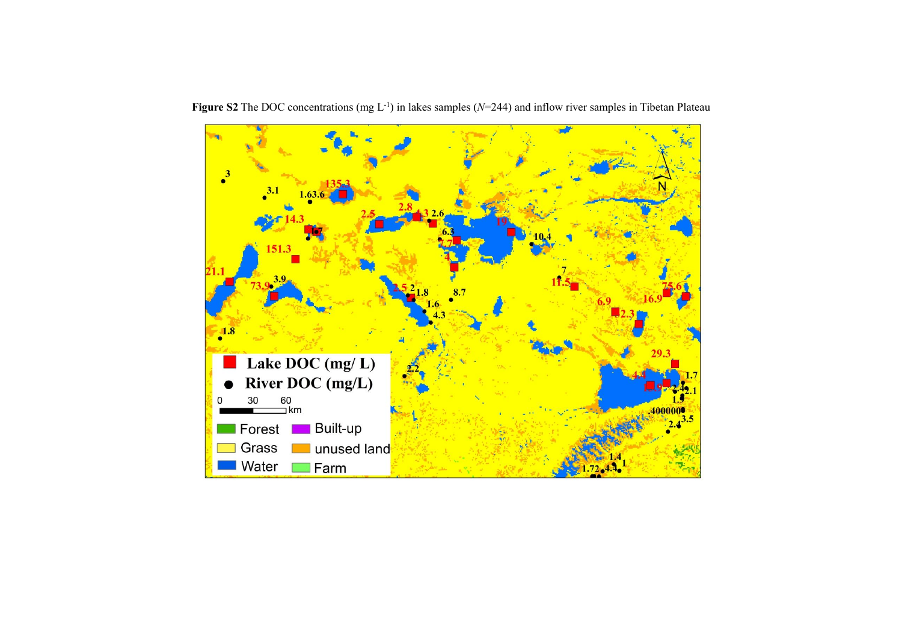**Figure S2** The DOC concentrations (mg $L^{-1}$) in lakes samples ($N$=244) and inflow river samples in Tibetan Plateau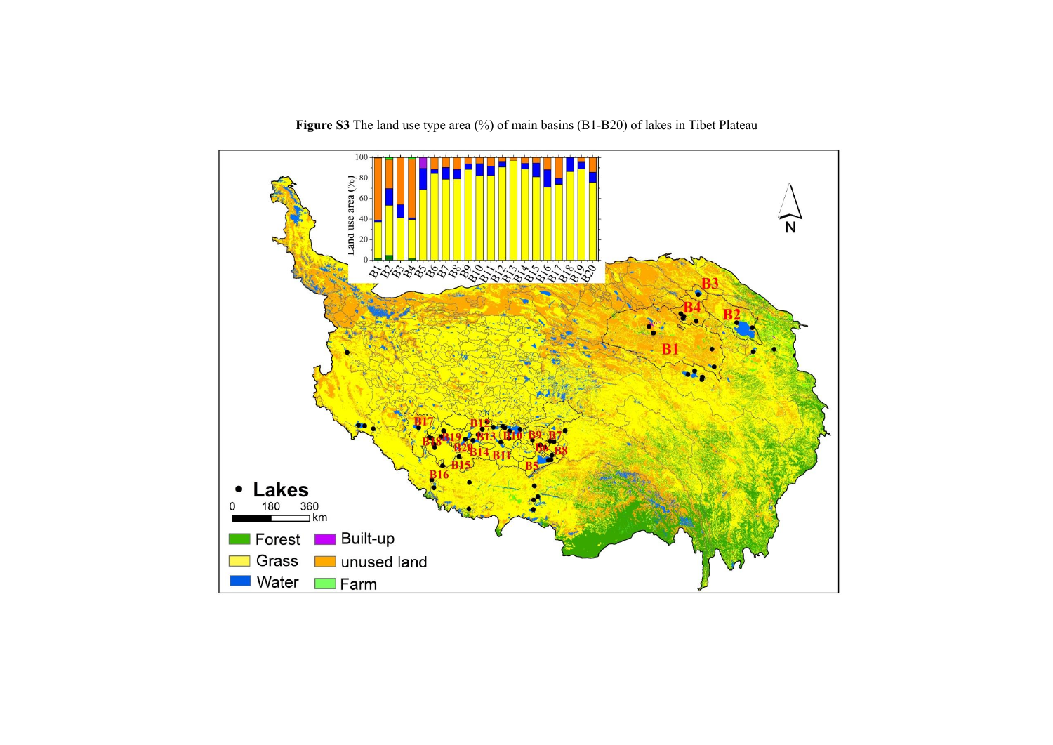**Figure S3** The land use type area (%) of main basins (B1-B20) of lakes in Tibet Plateau

Land use area (%)
0
20
40
60
80
100
B1 B2 B3 B4 B5 B6 B7 B8 B9 B10 B11 B12 B13 B14 B15 B16 B17 B18 B19 B20

N

B3
B4
B2
B1
B17
B12
B18
B19
B13
B10
B9
B7
B20
B6
B8
B14
B11
B5
B15
B16

• Lakes
0 180 360
km

Forest
Grass
Water
Built-up
unused land
Farm